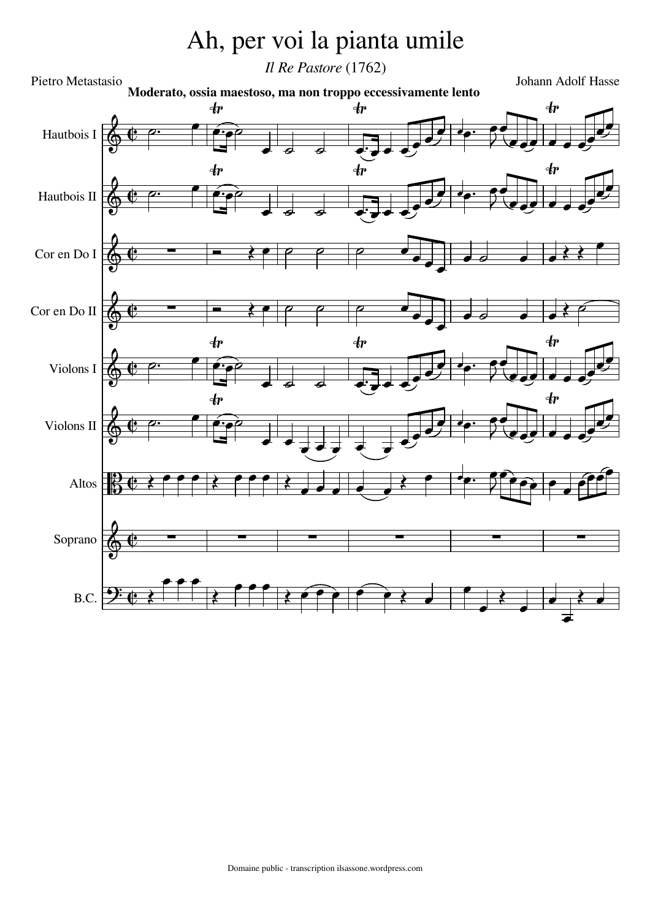# Ah, per voi la pianta umile

*Il Re Pastore* (1762)

Pietro Metastasio

Johann Adolf Hasse

**Moderato, ossia maestoso, ma non troppo eccessivamente lento**

Hautbois I

Hautbois II

Cor en Do I

Cor en Do II

Violons I

Violons II

Altos

Soprano

B.C.

Domaine public - transcription ilsassone.wordpress.com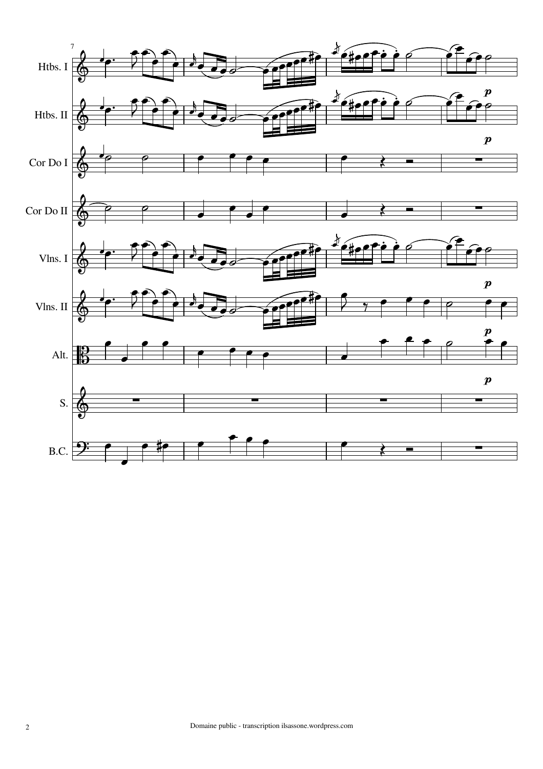Htbs. I

Htbs. II

Cor Do I

Cor Do II

Vlns. I

Vlns. II

Alt.

S.

B.C.

Domaine public - transcription ilsassone.wordpress.com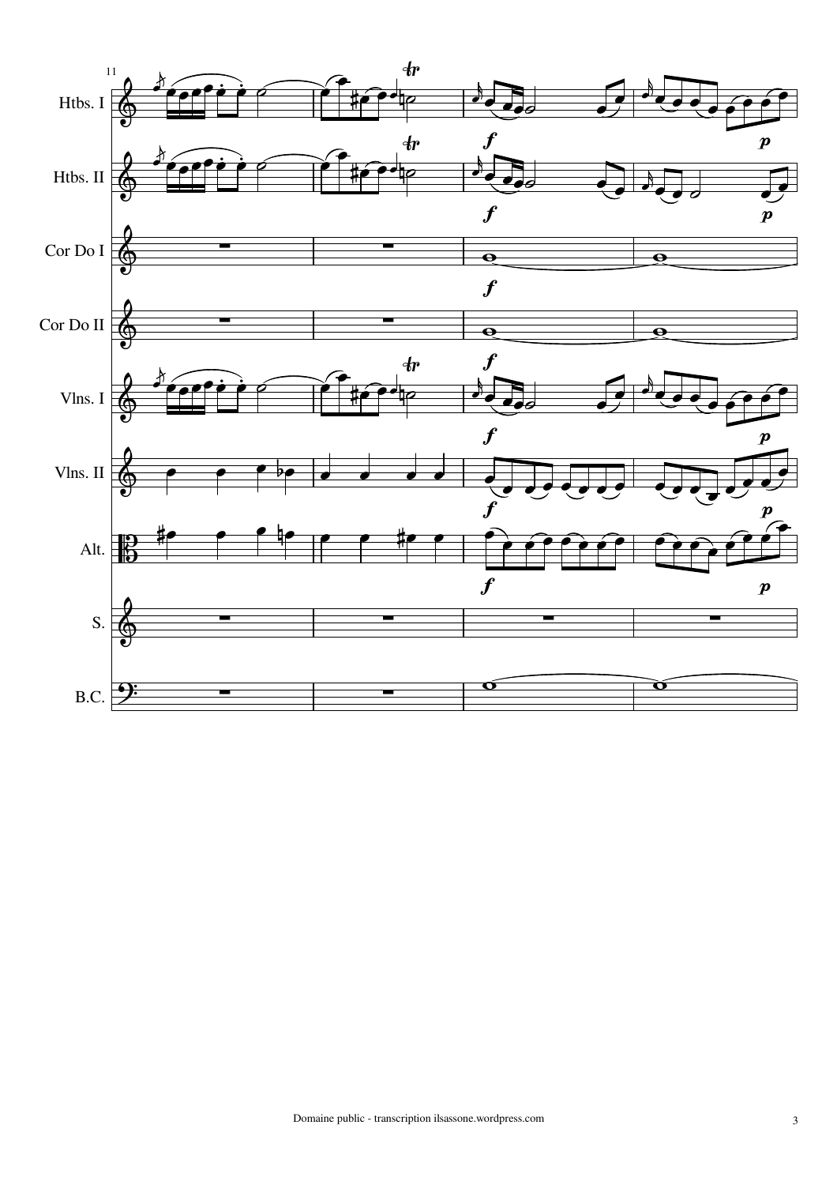11

Htbs. I

Htbs. II

Cor Do I

Cor Do II

Vlns. I

Vlns. II

Alt.

S.

B.C.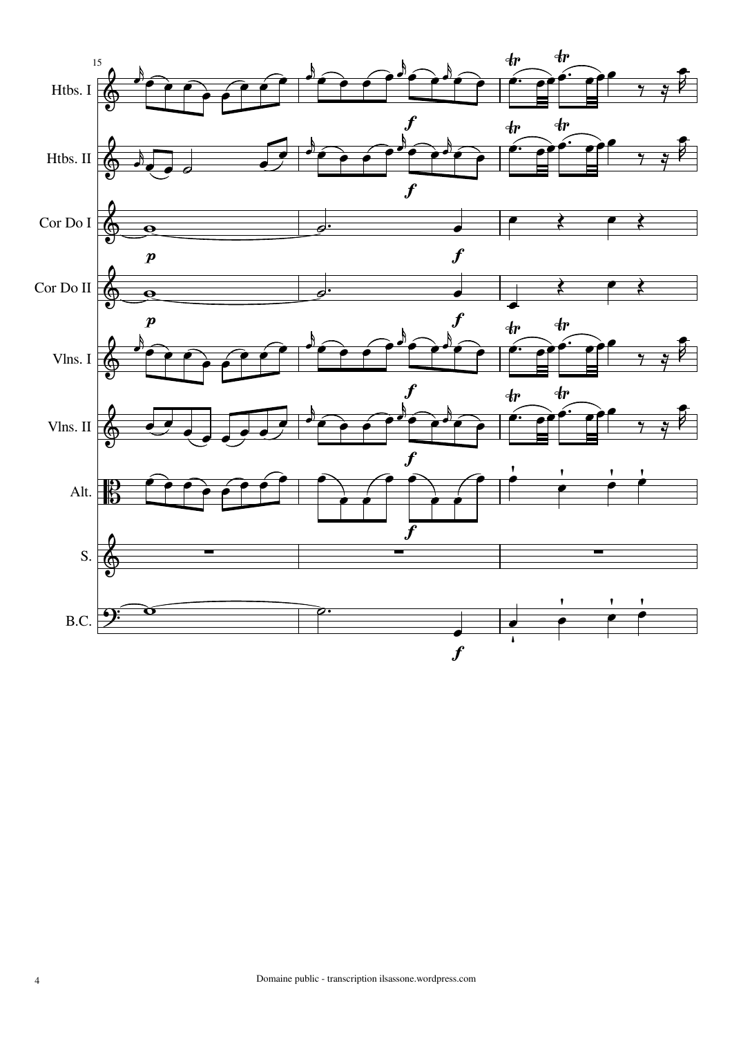Htbs. I

Htbs. II

Cor Do I

Cor Do II

Vlns. I

Vlns. II

Alt.

S.

B.C.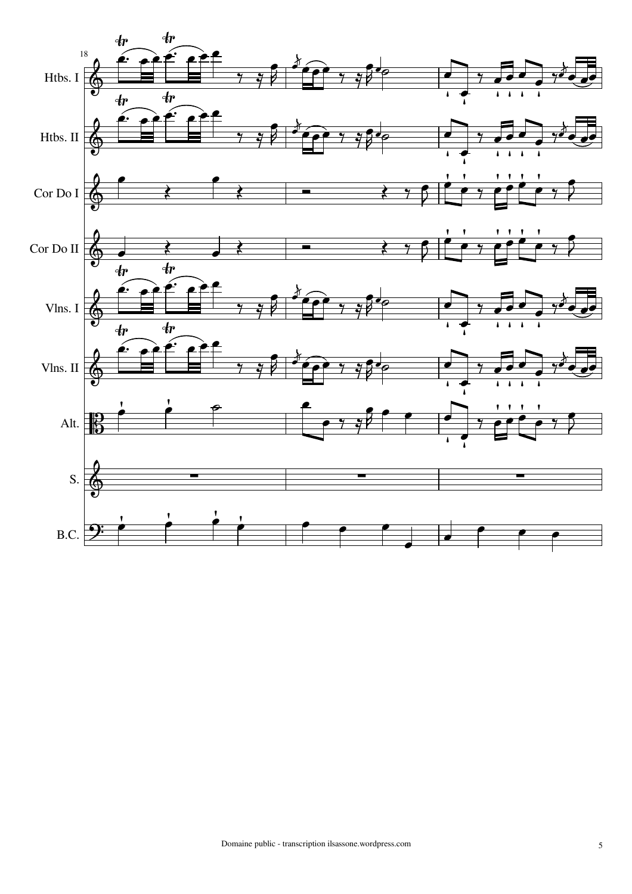18

Htbs. I

Htbs. II

Cor Do I

Cor Do II

Vlns. I

Vlns. II

Alt.

S.

B.C.

Domaine public - transcription ilsassone.wordpress.com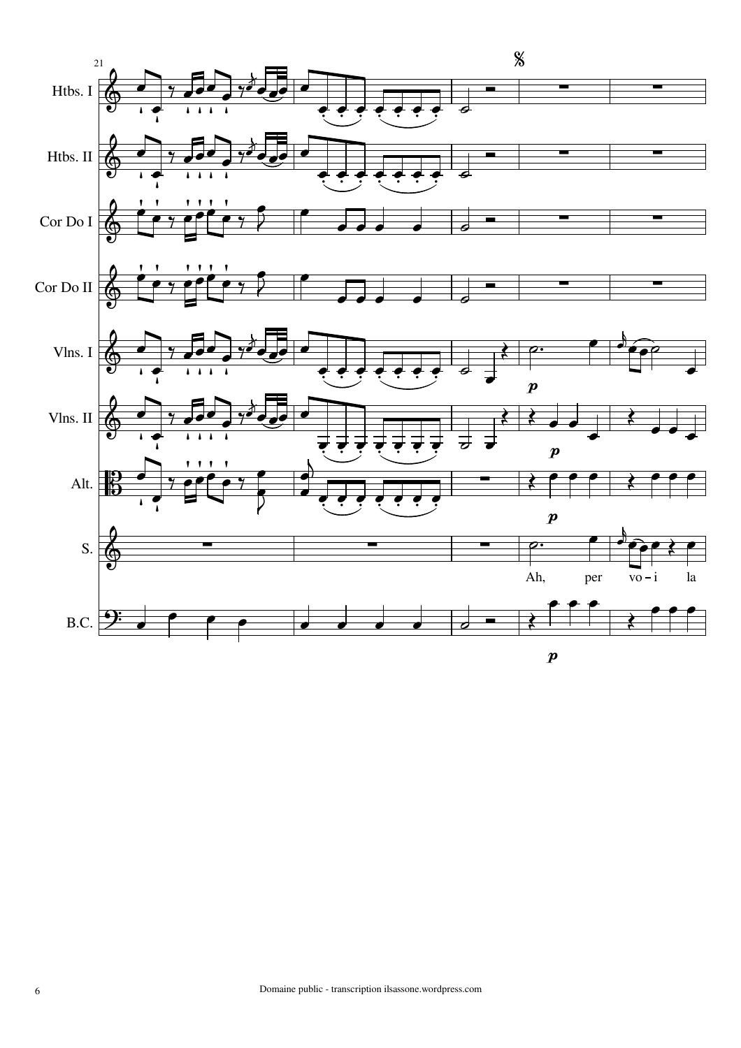Htbs. I

Htbs. II

Cor Do I

Cor Do II

Vlns. I

Vlns. II

Alt.

S.

Ah, per vo - i la

B.C.

Domaine public - transcription ilsassone.wordpress.com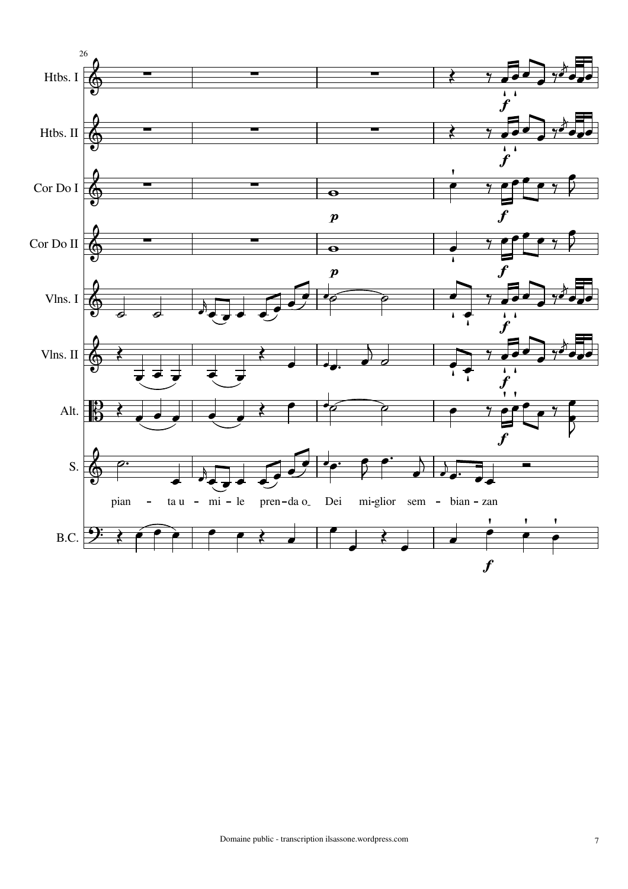Htbs. I

Htbs. II

Cor Do I

Cor Do II

Vlns. I

Vlns. II

Alt.

S.

pian - ta u - mi - le pren - da o Dei mi - glior sem - bian - zan

B.C.

Domaine public - transcription ilsassone.wordpress.com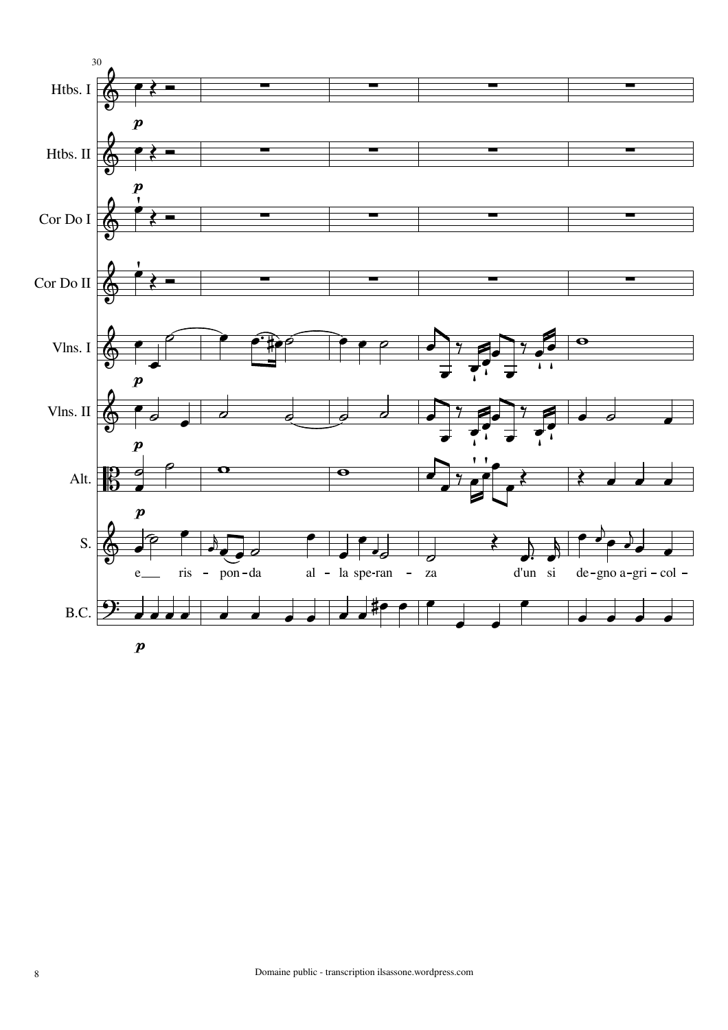30

Htbs. I

Htbs. II

Cor Do I

Cor Do II

Vlns. I

Vlns. II

Alt.

S.

e ris - pon - da al - la spe - ran - za d'un si de - gno a - gri - col -

B.C.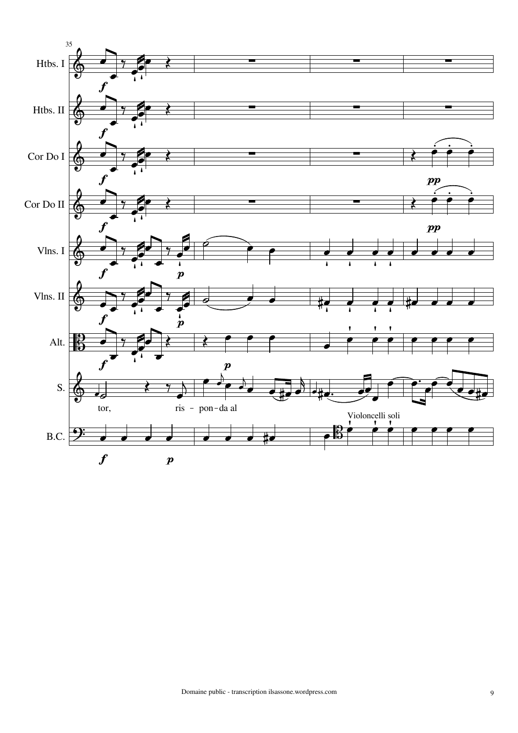35

Htbs. I

Htbs. II

Cor Do I

Cor Do II

Vlns. I

Vlns. II

Alt.

S.

tor, ris - pon - da al

B.C.

Violoncelli soli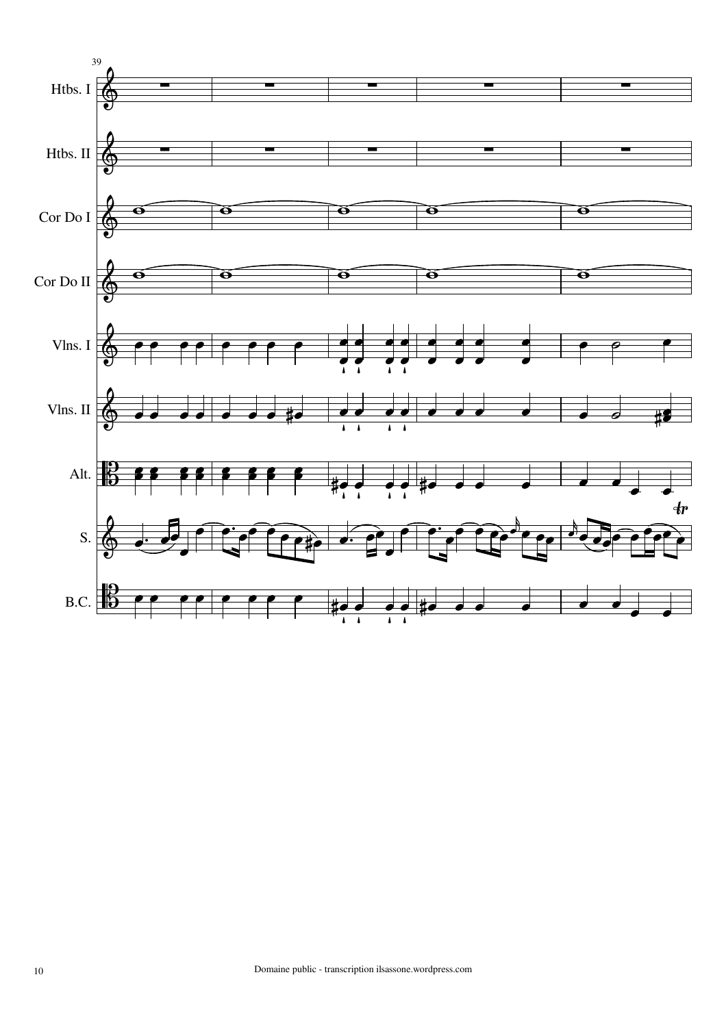39

Htbs. I

Htbs. II

Cor Do I

Cor Do II

Vlns. I

Vlns. II

Alt.

S.

B.C.

Domaine public - transcription ilsassone.wordpress.com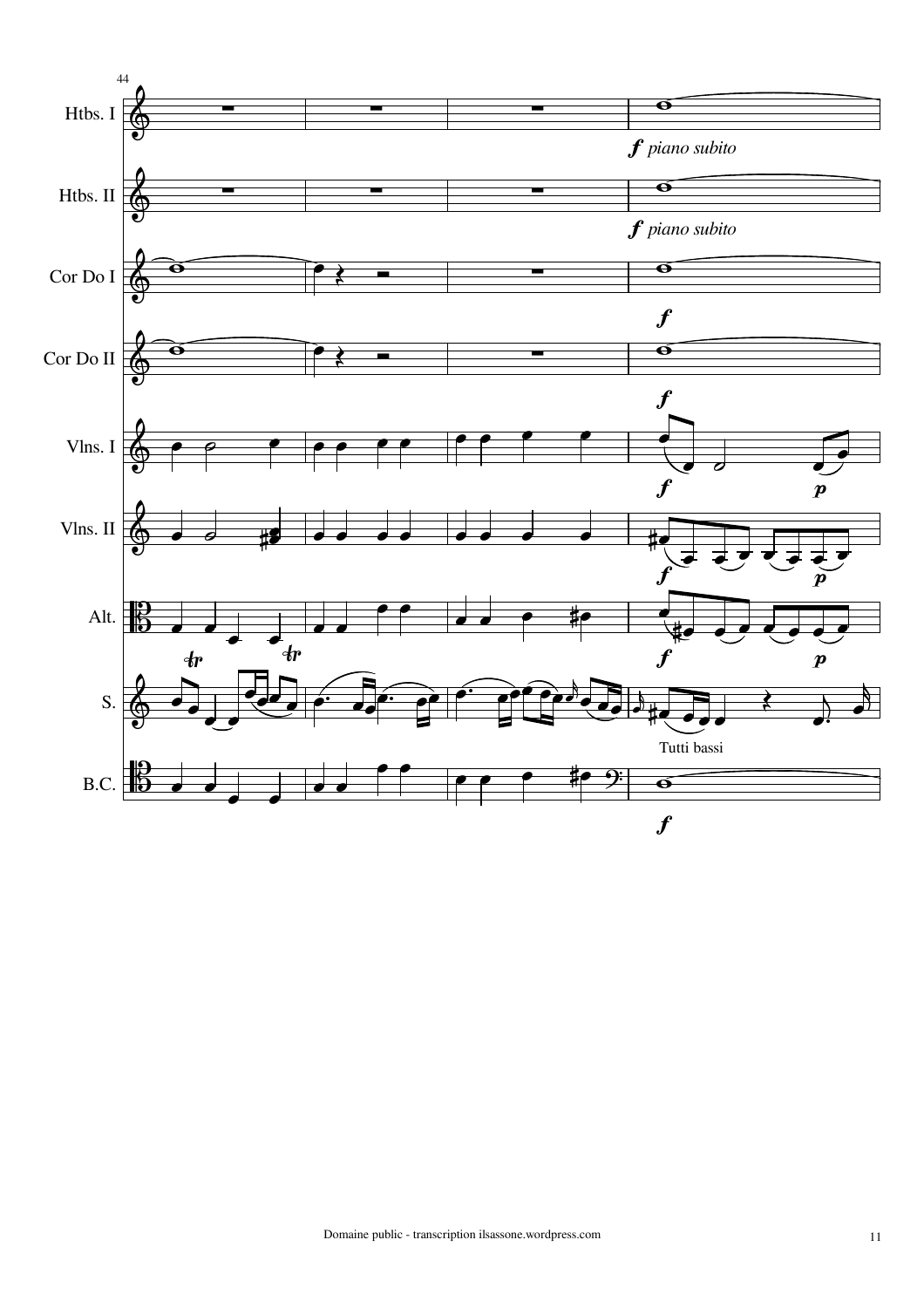44

Htbs. I

*f piano subito*

Htbs. II

*f piano subito*

Cor Do I

*f*

Cor Do II

*f*

Vlns. I

*f* *p*

Vlns. II

*f* *p*

Alt.

*f* *p*

S.

Tutti bassi

B.C.

*f*

Domaine public - transcription ilsassone.wordpress.com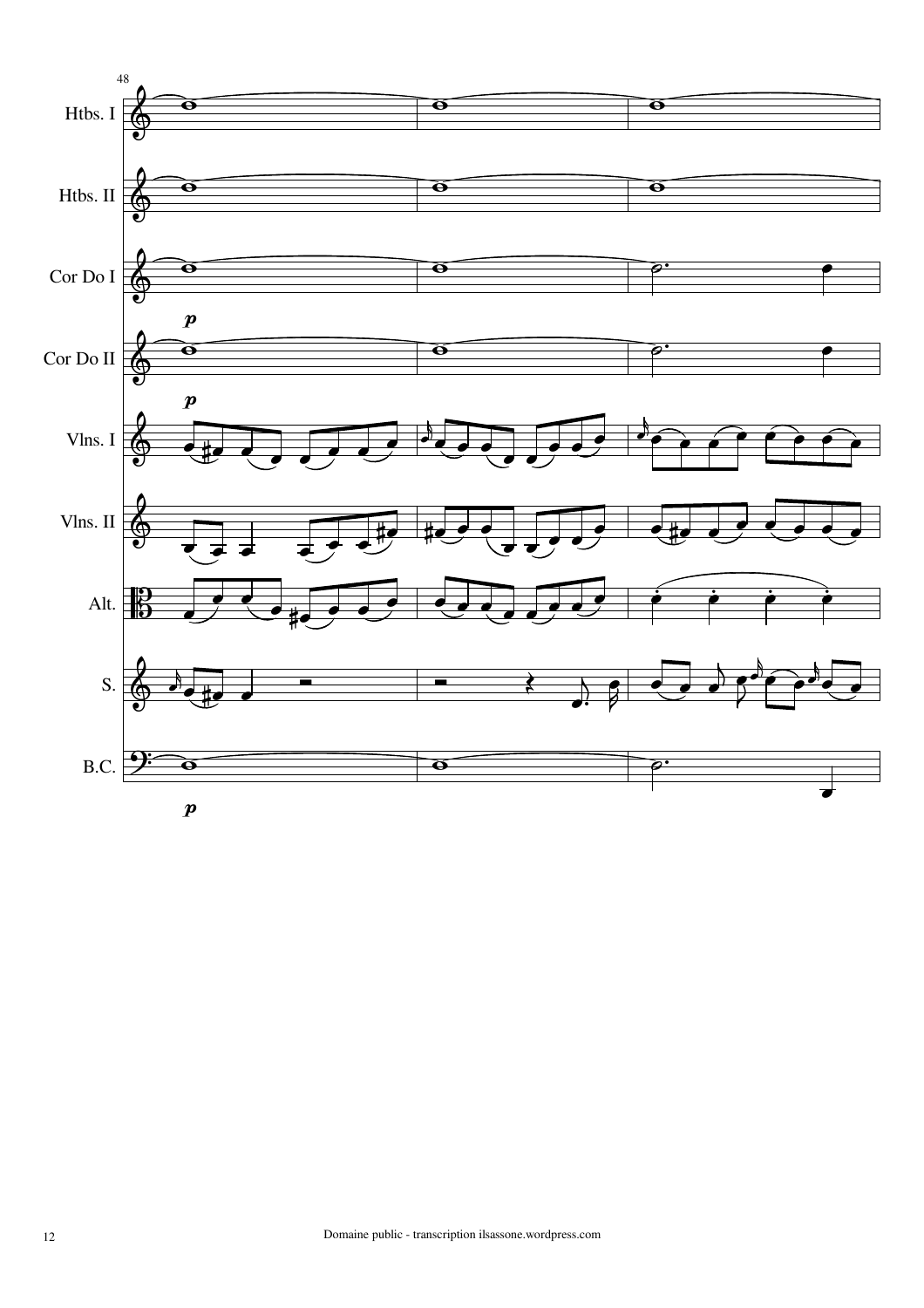48

Htbs. I

Htbs. II

Cor Do I

Cor Do II

Vlns. I

Vlns. II

Alt.

S.

B.C.

Domaine public - transcription ilsassone.wordpress.com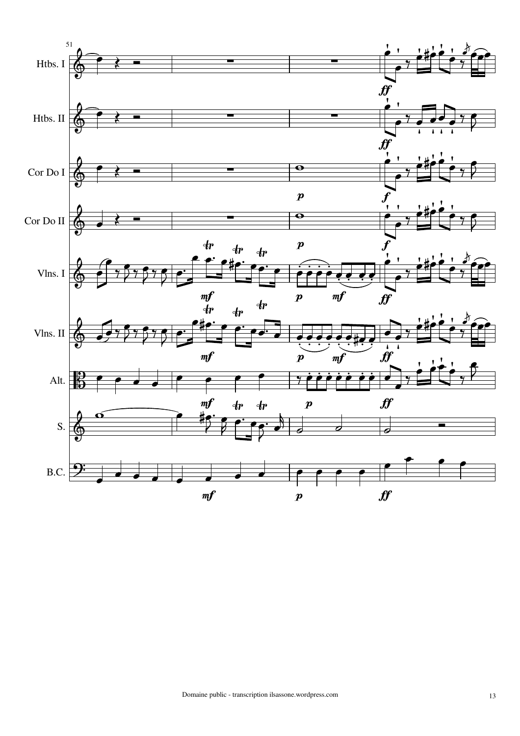51

Htbs. I

Htbs. II

Cor Do I

Cor Do II

Vlns. I

Vlns. II

Alt.

S.

B.C.

Domaine public - transcription ilsassone.wordpress.com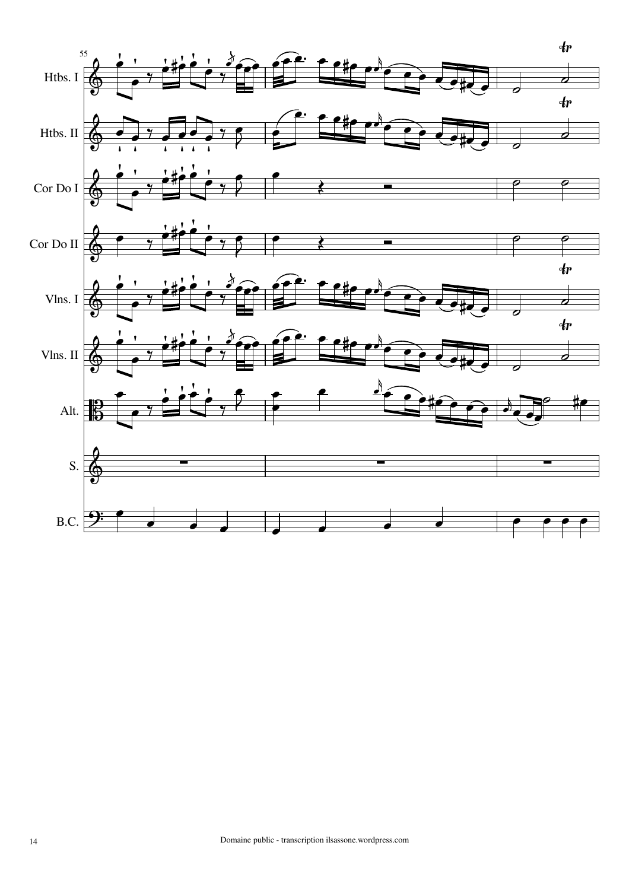55

Htbs. I

Htbs. II

Cor Do I

Cor Do II

Vlns. I

Vlns. II

Alt.

S.

B.C.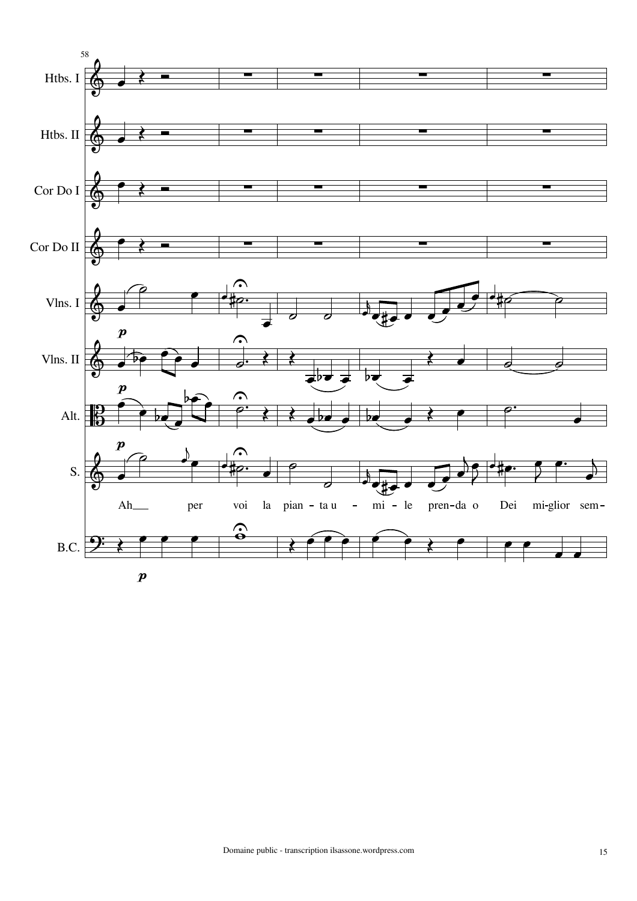58

Htbs. I

Htbs. II

Cor Do I

Cor Do II

Vlns. I

Vlns. II

Alt.

S.

Ah per voi la pian - ta u - mi - le pren - da o Dei mi - glior sem -

B.C.

Domaine public - transcription ilsassone.wordpress.com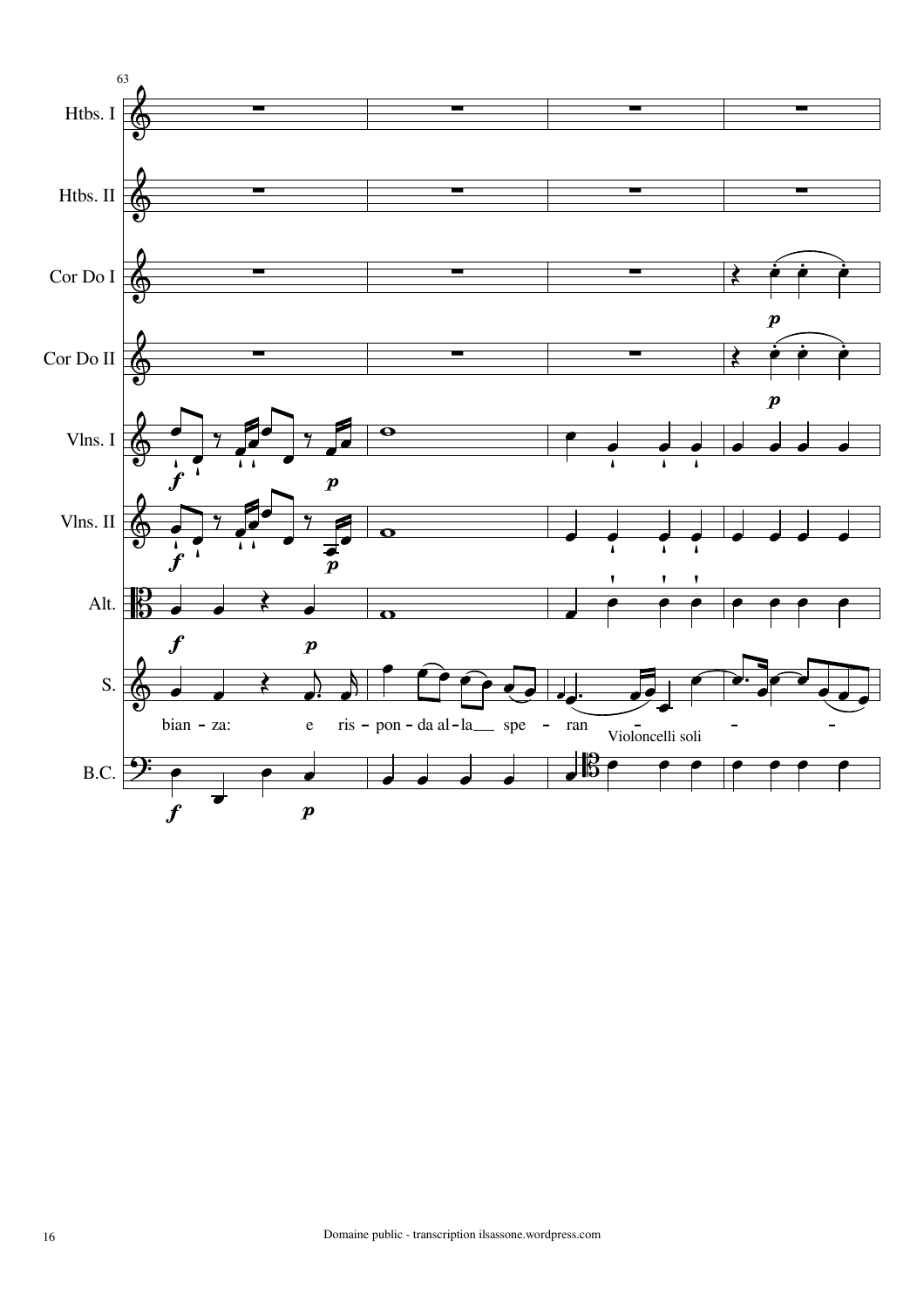63

Htbs. I

Htbs. II

Cor Do I

Cor Do II

Vlns. I

Vlns. II

Alt.

S.

bian - za: e ris - pon - da al - la spe - ran - - -

Violoncelli soli

B.C.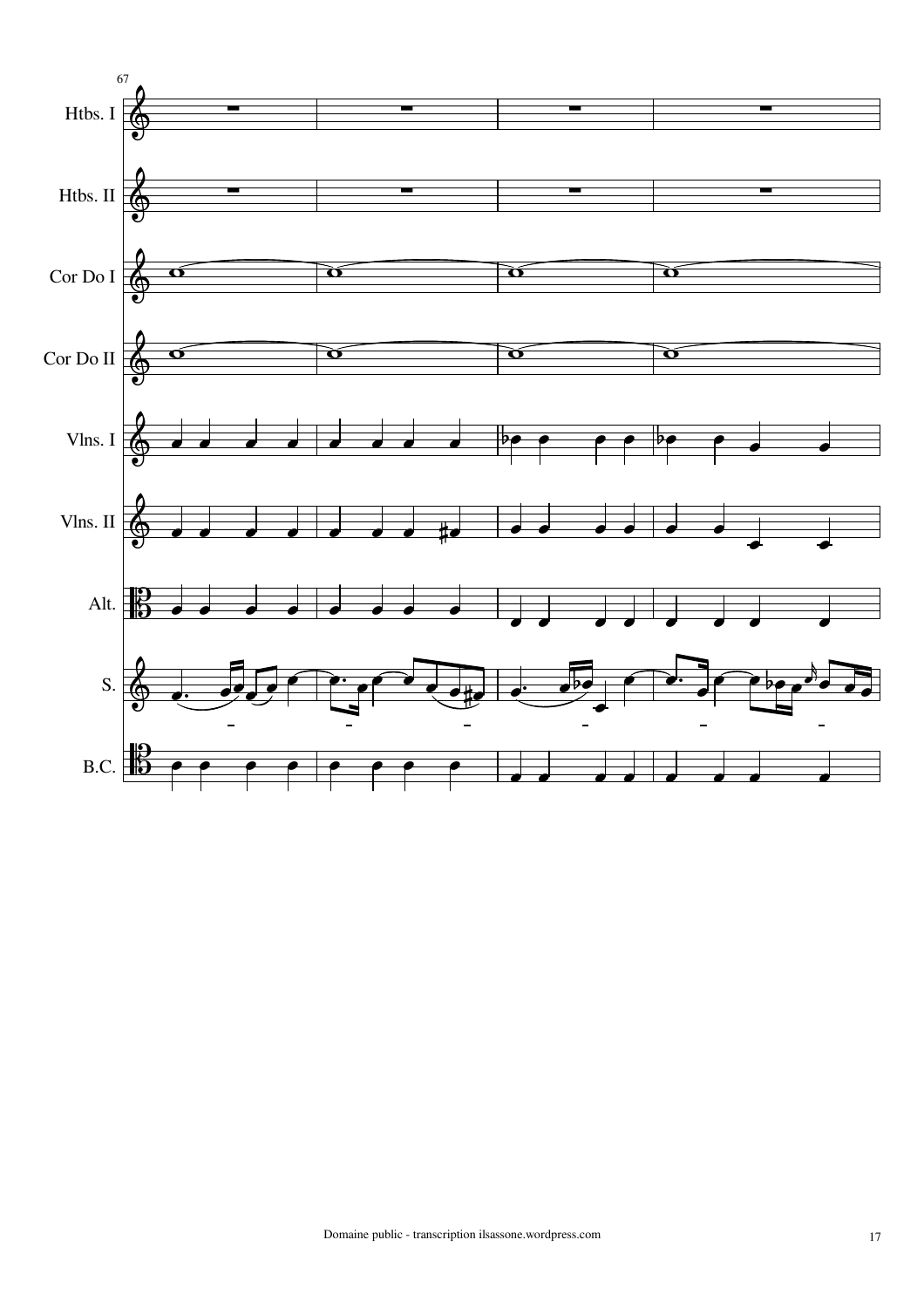67

Htbs. I

Htbs. II

Cor Do I

Cor Do II

Vlns. I

Vlns. II

Alt.

S.

B.C.

Domaine public - transcription ilsassone.wordpress.com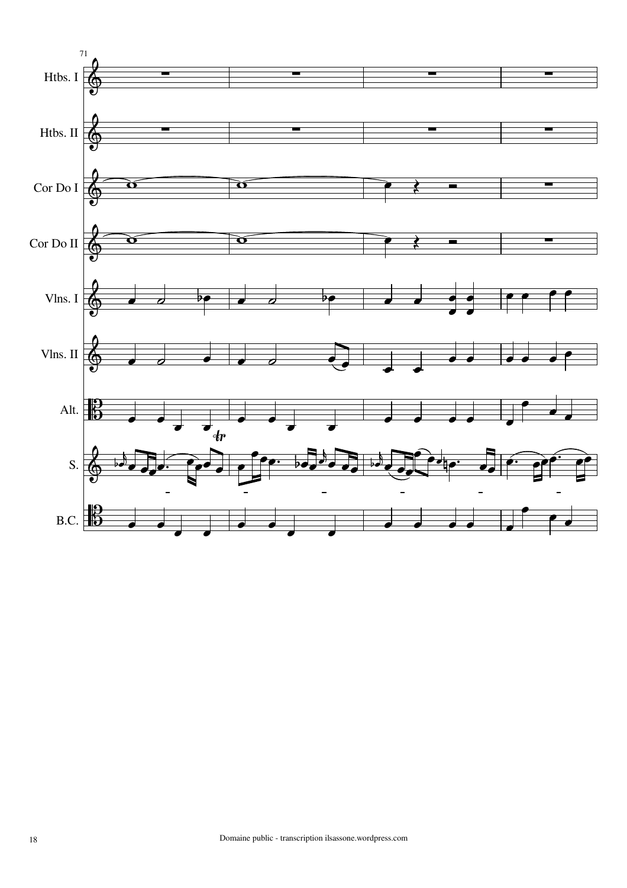71

Htbs. I

Htbs. II

Cor Do I

Cor Do II

Vlns. I

Vlns. II

Alt.

S.

B.C.

Domaine public - transcription ilsassone.wordpress.com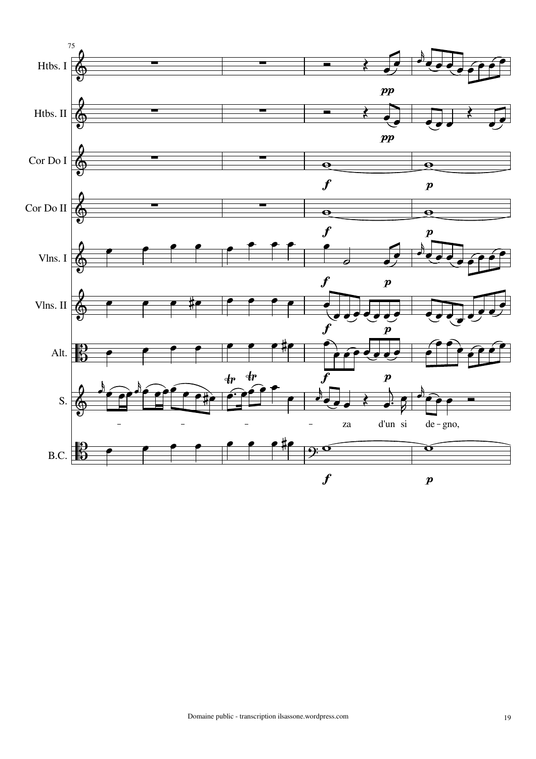75

Htbs. I

Htbs. II

Cor Do I

Cor Do II

Vlns. I

Vlns. II

Alt.

S.

B.C.

*pp* *pp* *f* *p* *f* *p* *f* *p* *f* *p* *f* *p* *f* *p*

– – – – za d'un si de - gno,

Domaine public - transcription ilsassone.wordpress.com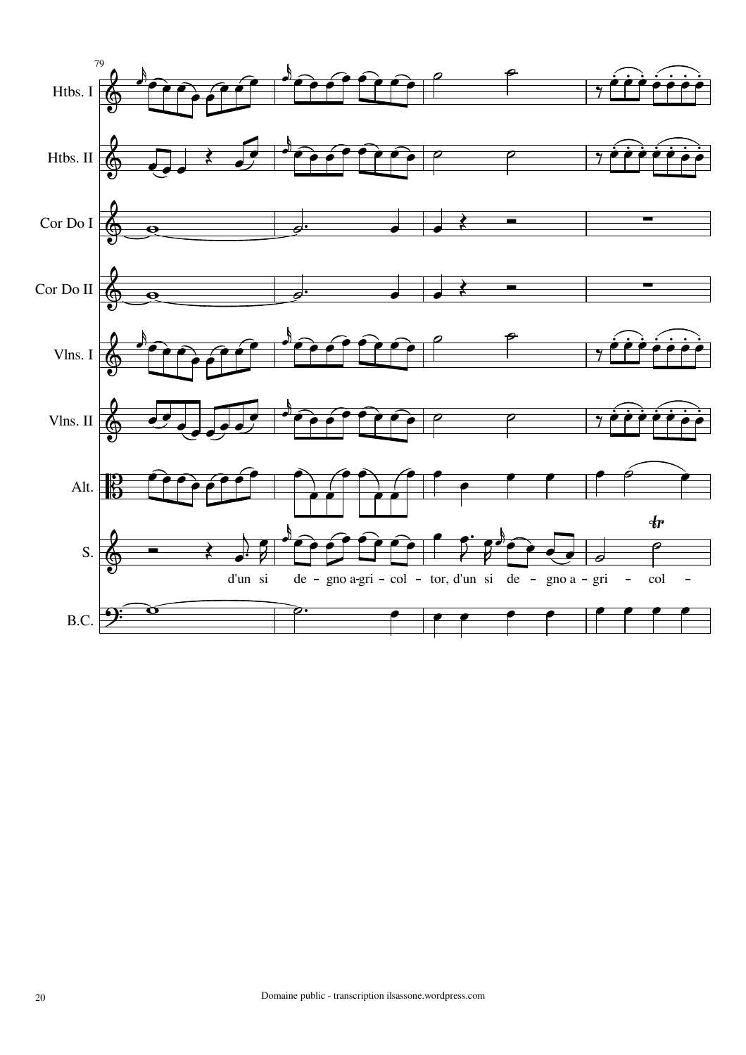79

Htbs. I

Htbs. II

Cor Do I

Cor Do II

Vlns. I

Vlns. II

Alt.

S.

d'un si de - gno a-gri - col - tor, d'un si de - gno a - gri - col -

B.C.

Domaine public - transcription ilsassone.wordpress.com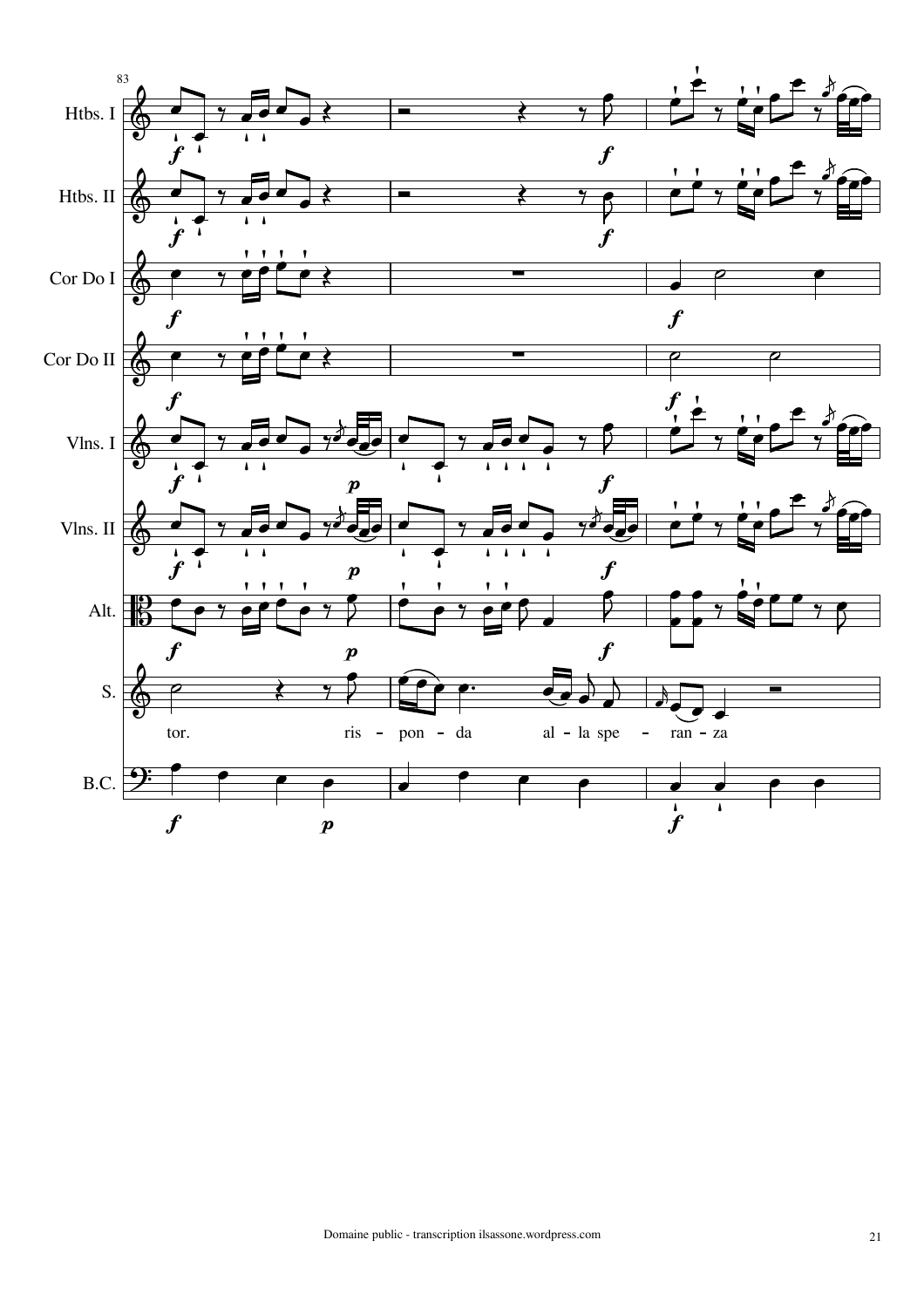83

Htbs. I

Htbs. II

Cor Do I

Cor Do II

Vlns. I

Vlns. II

Alt.

S.

tor. ris - pon - da al - la spe - ran - za

B.C.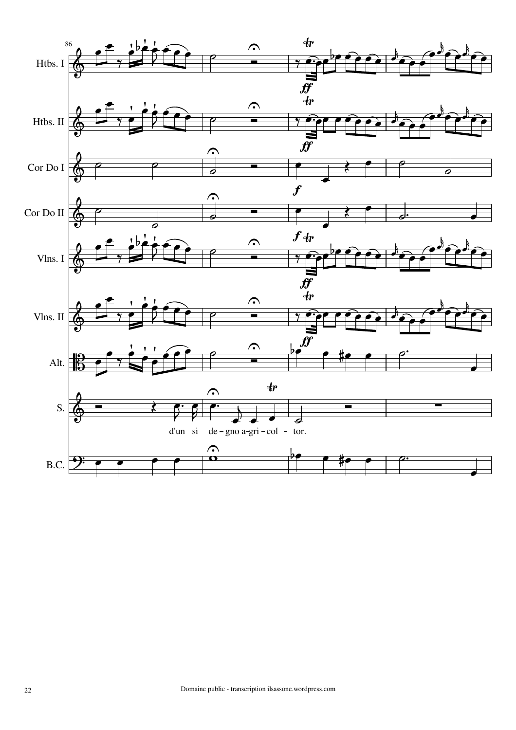86

Htbs. I

Htbs. II

Cor Do I

Cor Do II

Vlns. I

Vlns. II

Alt.

S.

d'un si de – gno a-gri – col – tor.

B.C.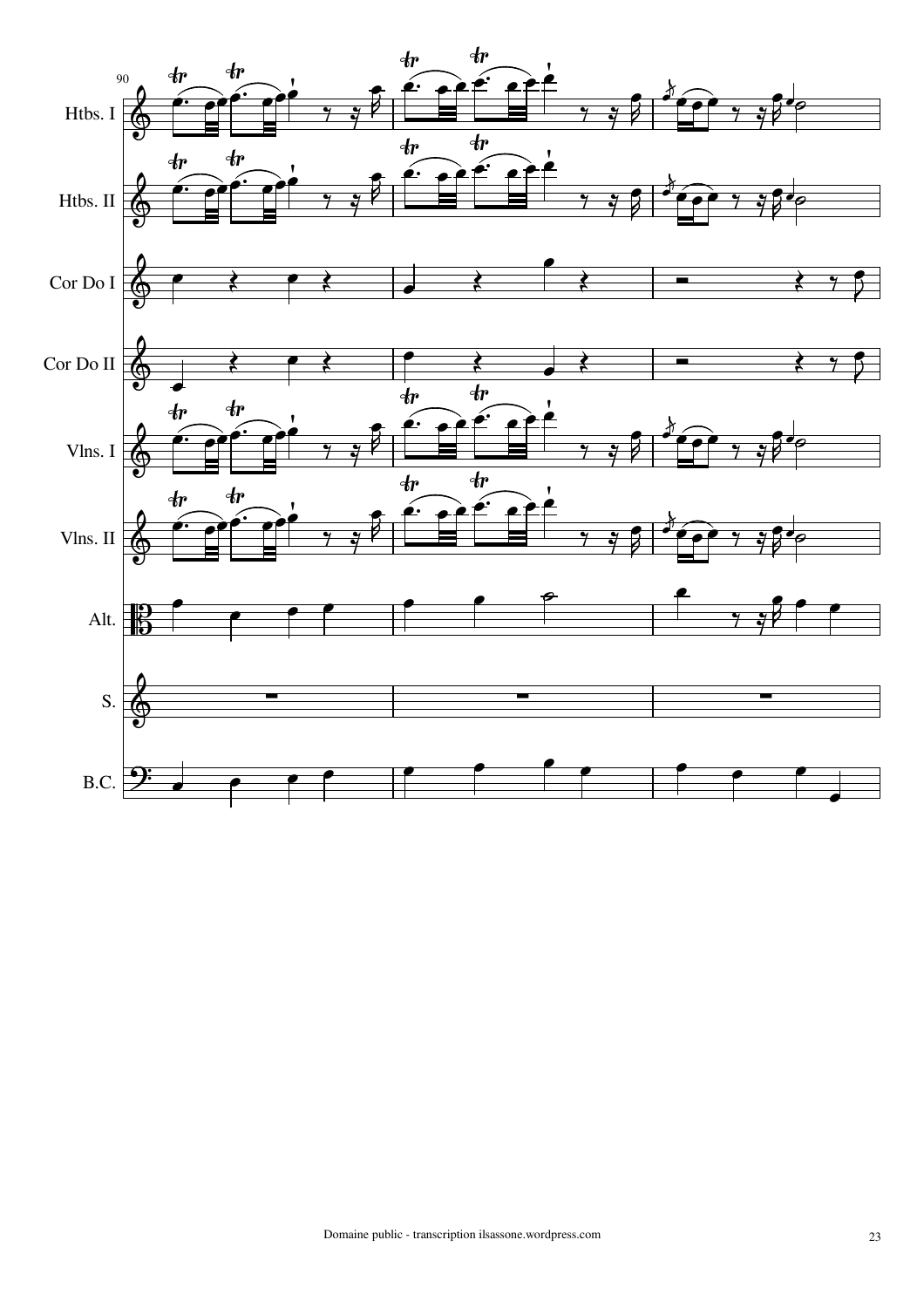90

Htbs. I

Htbs. II

Cor Do I

Cor Do II

Vlns. I

Vlns. II

Alt.

S.

B.C.

Domaine public - transcription ilsassone.wordpress.com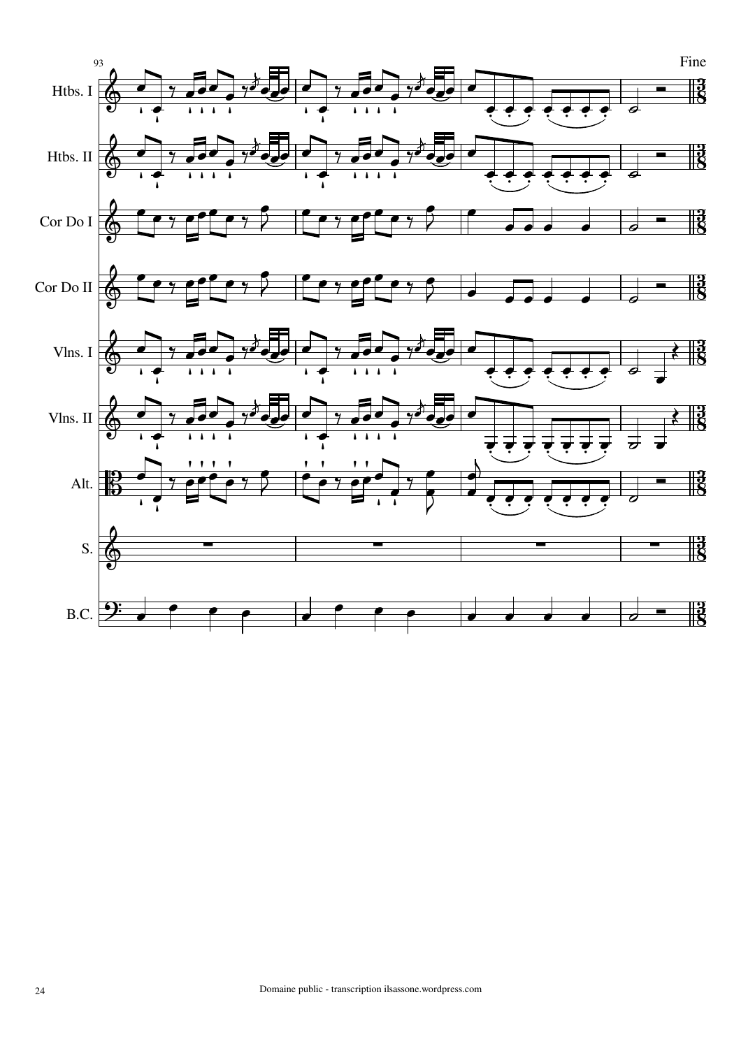Fine

Htbs. I

Htbs. II

Cor Do I

Cor Do II

Vlns. I

Vlns. II

Alt.

S.

B.C.

Domaine public - transcription ilsassone.wordpress.com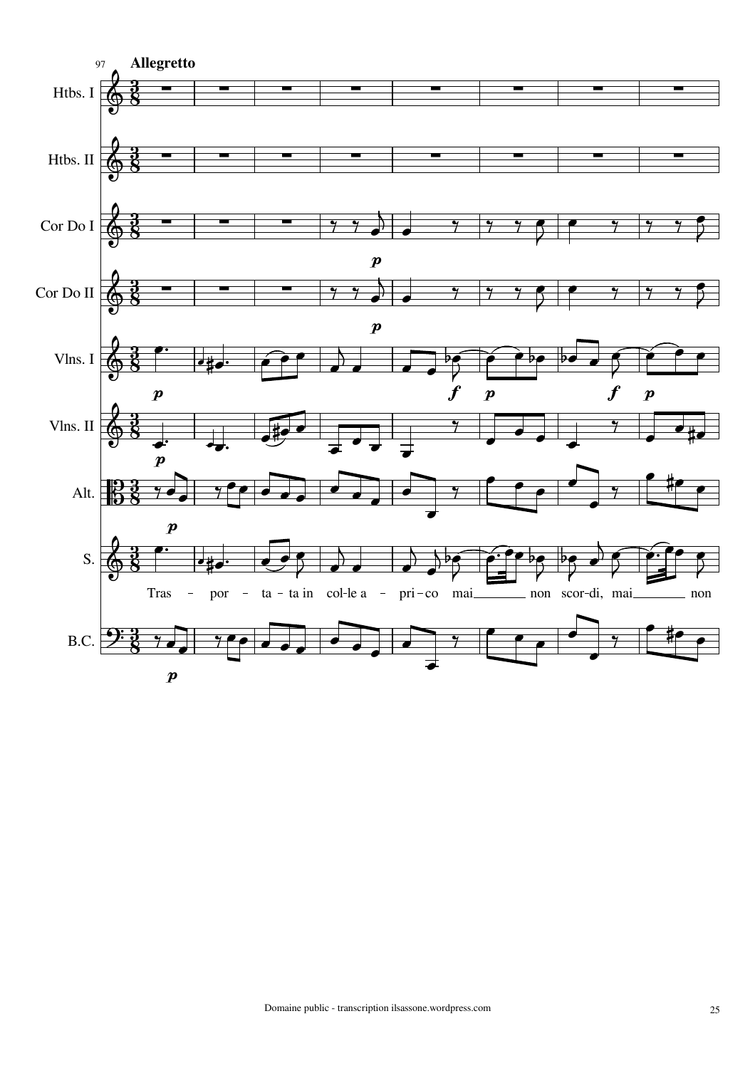**Allegretto**

Htbs. I

Htbs. II

Cor Do I

Cor Do II

Vlns. I

Vlns. II

Alt.

S.

Tras – por – ta – ta in col-le a – pri – co mai non scor-di, mai non

B.C.

Domaine public - transcription ilsassone.wordpress.com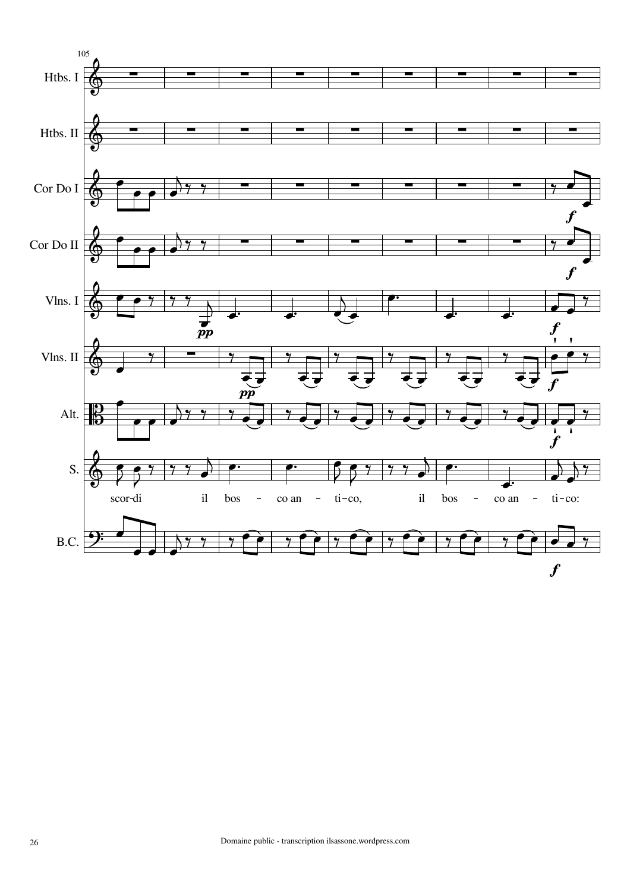105

Htbs. I

Htbs. II

Cor Do I

Cor Do II

Vlns. I

Vlns. II

Alt.

S.

scor-di il bos – co an – ti–co, il bos – co an – ti–co:

B.C.

Domaine public - transcription ilsassone.wordpress.com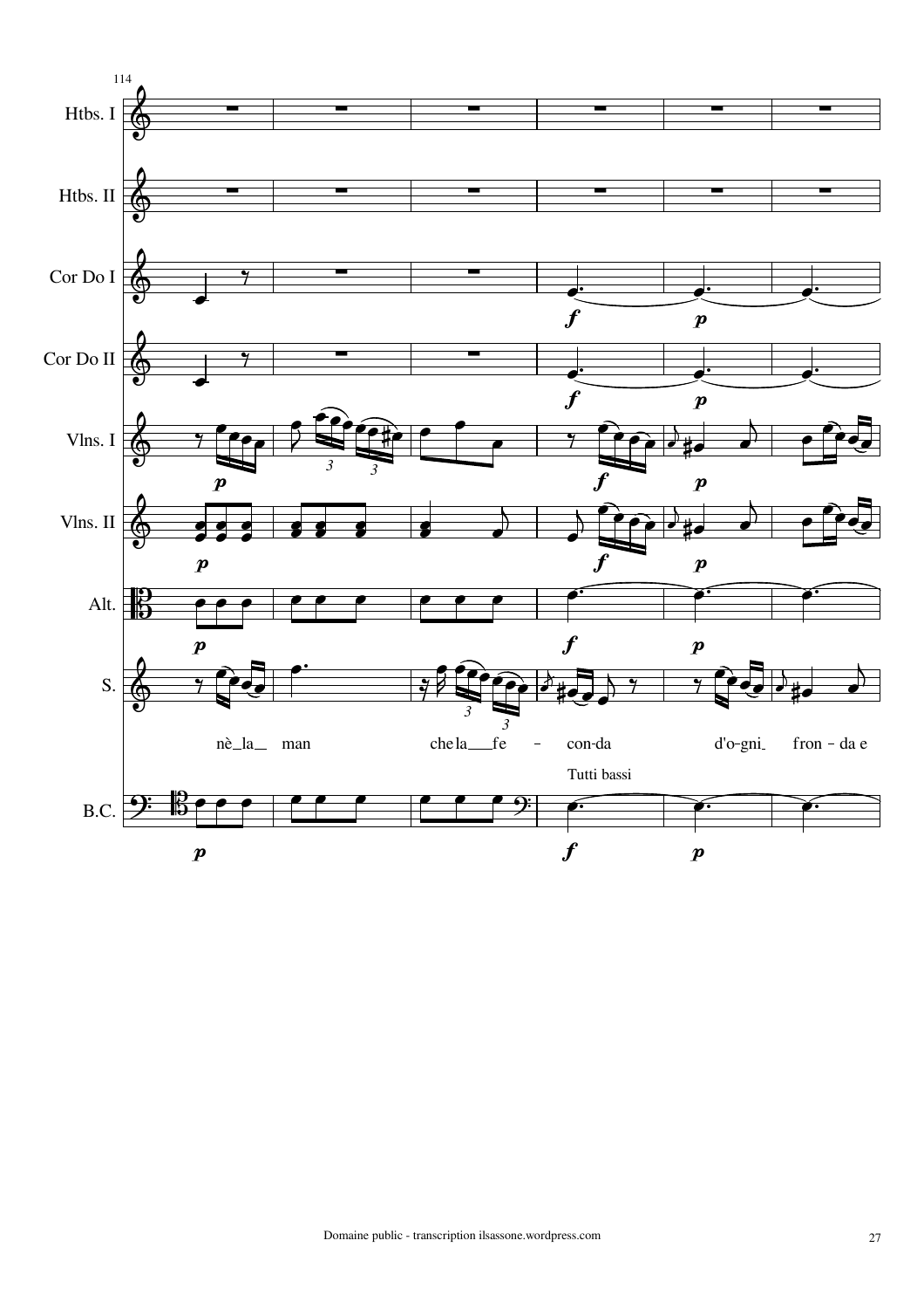114

Htbs. I

Htbs. II

Cor Do I

Cor Do II

Vlns. I

Vlns. II

Alt.

S.

nè la man che la fe - con-da d'o-gni fron - da e

Tutti bassi

B.C.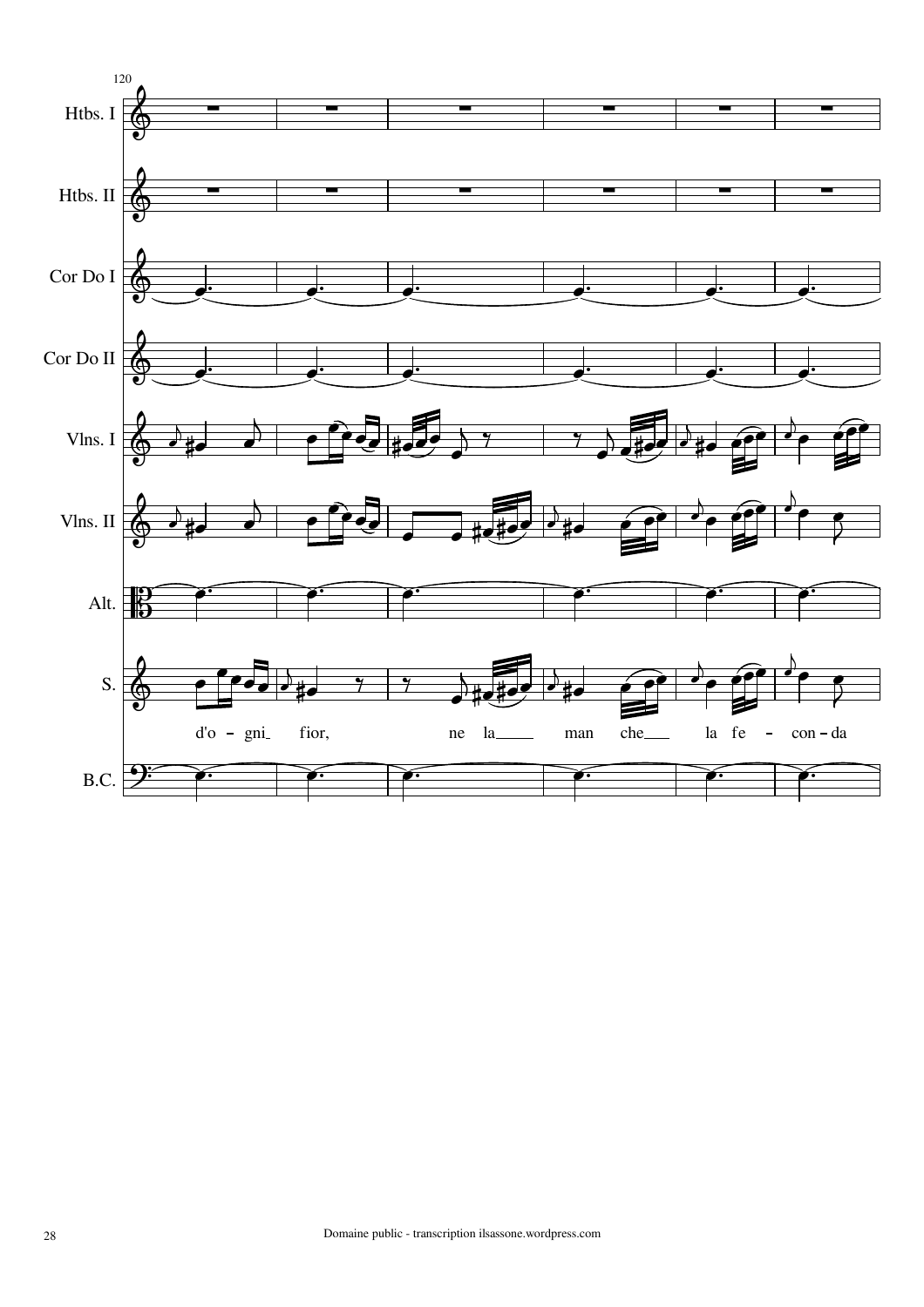120

Htbs. I

Htbs. II

Cor Do I

Cor Do II

Vlns. I

Vlns. II

Alt.

S.

d'o – gni fior, ne la man che la fe – con – da

B.C.

Domaine public - transcription ilsassone.wordpress.com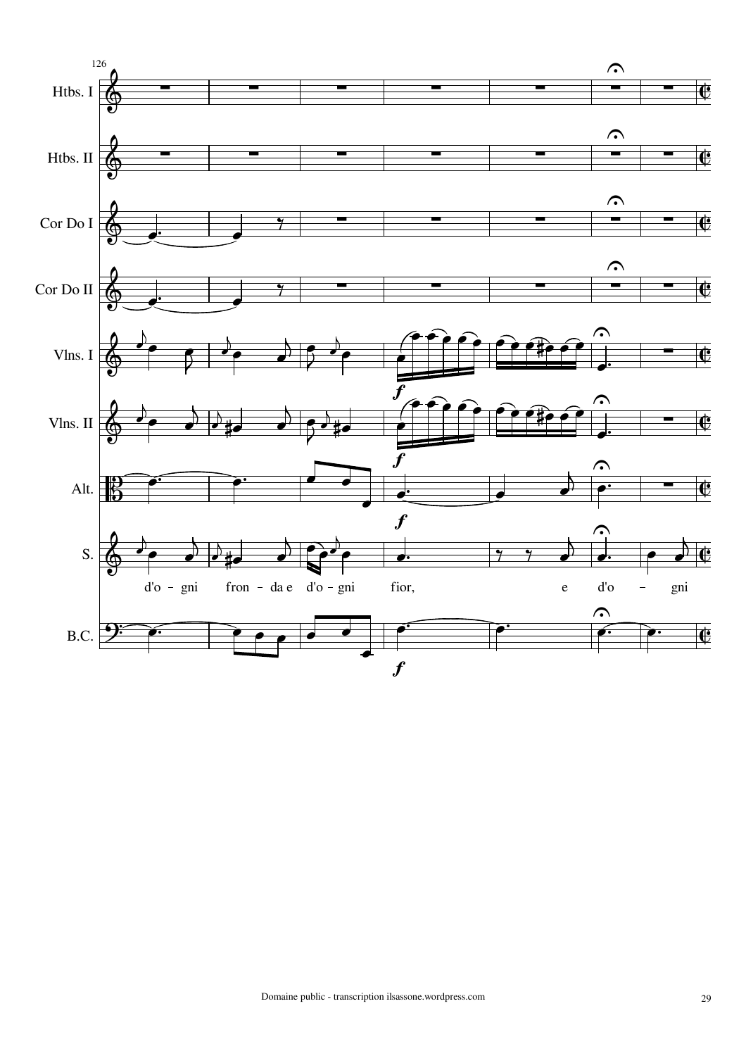126

Htbs. I

Htbs. II

Cor Do I

Cor Do II

Vlns. I

Vlns. II

Alt.

S.

d'o - gni fron - da e d'o - gni fior, e d'o - gni

B.C.

Domaine public - transcription ilsassone.wordpress.com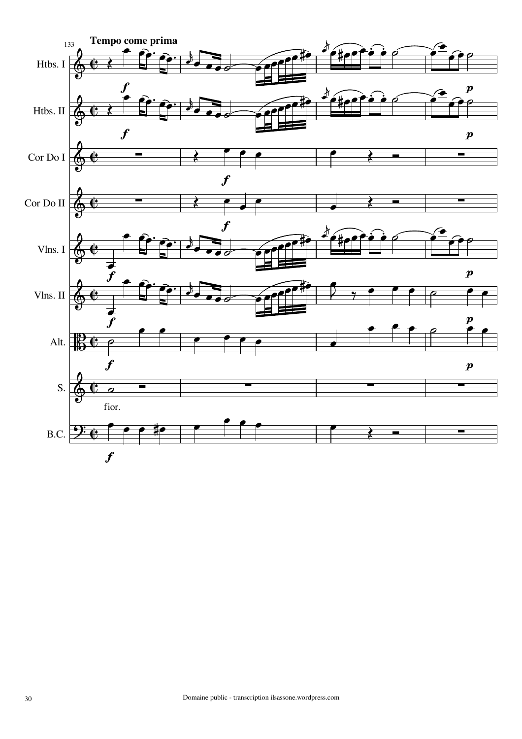Tempo come prima

133

Htbs. I

Htbs. II

Cor Do I

Cor Do II

Vlns. I

Vlns. II

Alt.

S.

fior.

B.C.

Domaine public - transcription ilsassone.wordpress.com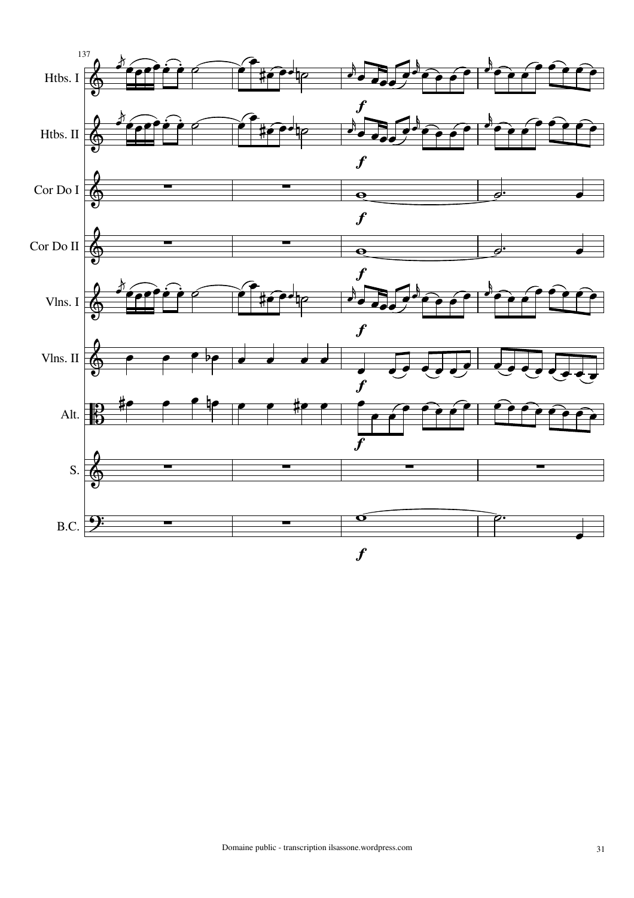Domaine public - transcription ilsassone.wordpress.com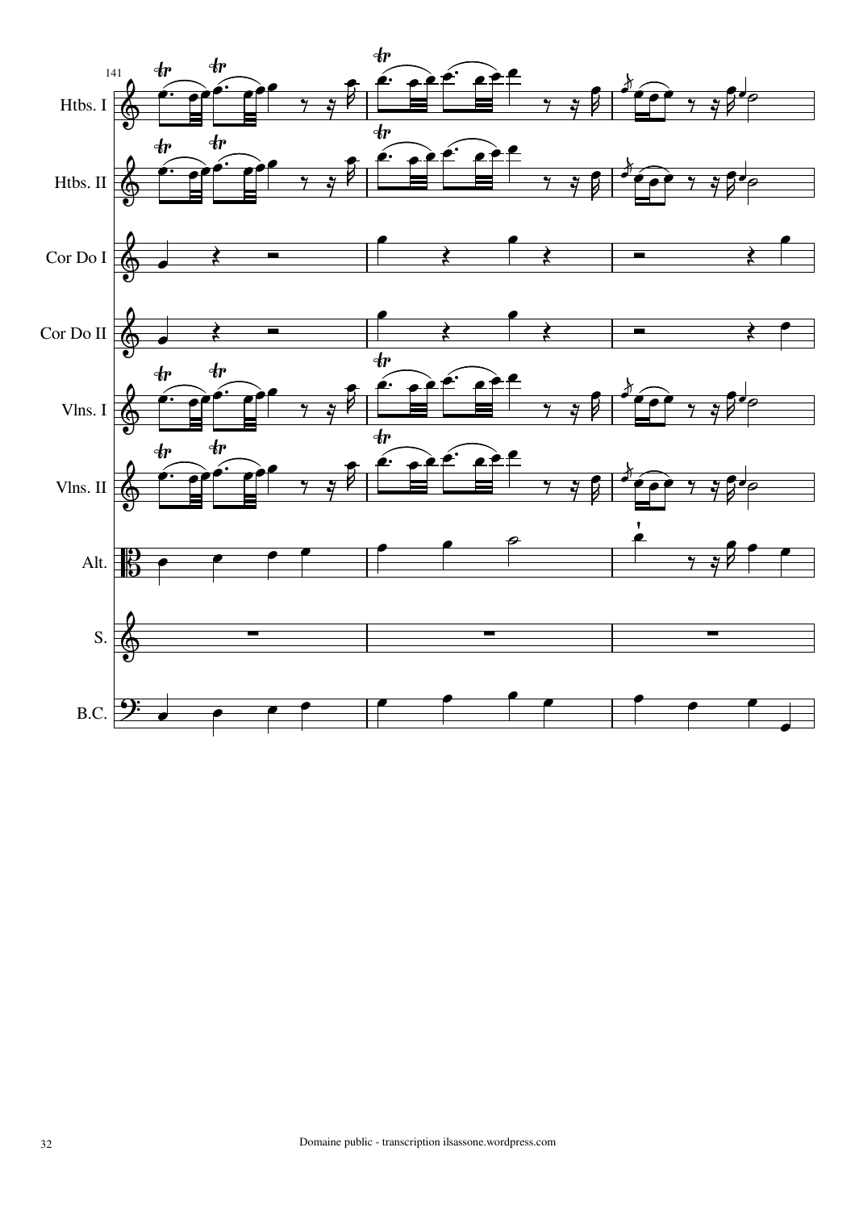141

Htbs. I

Htbs. II

Cor Do I

Cor Do II

Vlns. I

Vlns. II

Alt.

S.

B.C.

Domaine public - transcription ilsassone.wordpress.com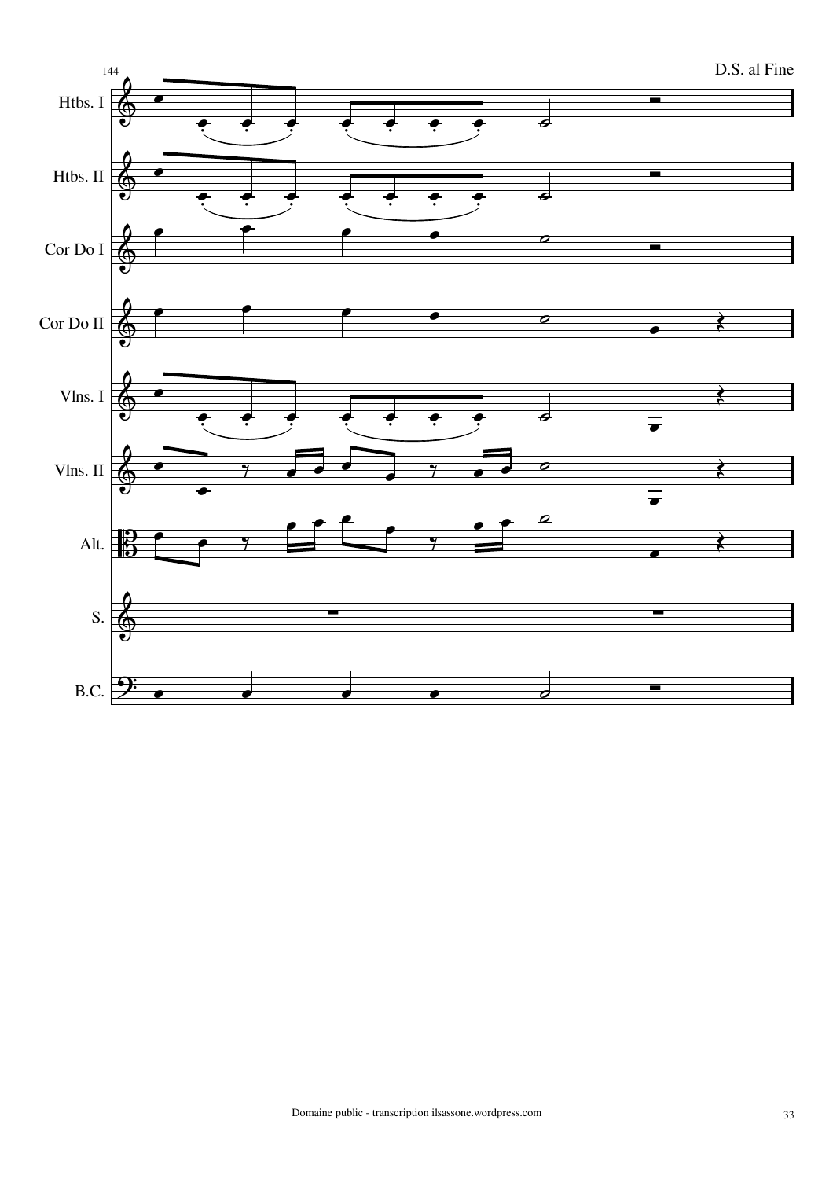D.S. al Fine

144

Htbs. I

Htbs. II

Cor Do I

Cor Do II

Vlns. I

Vlns. II

Alt.

S.

B.C.

Domaine public - transcription ilsassone.wordpress.com